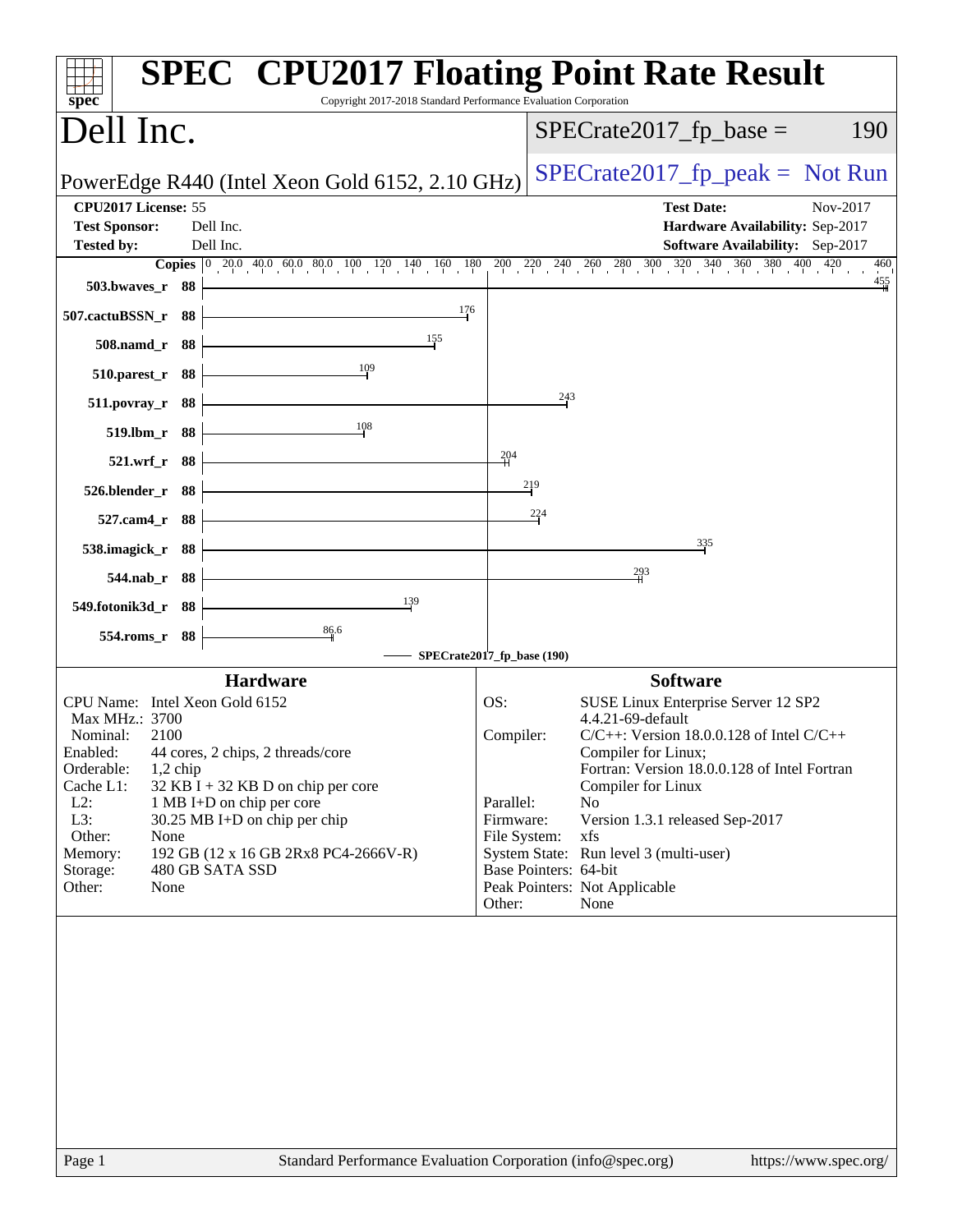# SPEC CPU2017 Floating Point Rate Result

Copyright 2017-2018 Standard Performance Evaluation Corporation

## Dell Inc.

PowerEdge R440 (Intel Xeon Gold 6152, 2.10 GHz)

SPECrate2017_fp_base = 190

SPECrate2017_fp_peak = Not Run

| | | | |
|---|---|---|---|
| **CPU2017 License:** | 55 | **Test Date:** | Nov-2017 |
| **Test Sponsor:** | Dell Inc. | **Hardware Availability:** | Sep-2017 |
| **Tested by:** | Dell Inc. | **Software Availability:** | Sep-2017 |

| Benchmark | Copies | SPECrate2017_fp_base (190) |
|---|---|---|
| 503.bwaves_r | 88 | 455 |
| 507.cactuBSSN_r | 88 | 176 |
| 508.namd_r | 88 | 155 |
| 510.parest_r | 88 | 109 |
| 511.povray_r | 88 | 243 |
| 519.lbm_r | 88 | 108 |
| 521.wrf_r | 88 | 204 |
| 526.blender_r | 88 | 219 |
| 527.cam4_r | 88 | 224 |
| 538.imagick_r | 88 | 335 |
| 544.nab_r | 88 | 293 |
| 549.fotonik3d_r | 88 | 139 |
| 554.roms_r | 88 | 86.6 |

### Hardware

| | |
|---|---|
| CPU Name: | Intel Xeon Gold 6152 |
| Max MHz.: | 3700 |
| Nominal: | 2100 |
| Enabled: | 44 cores, 2 chips, 2 threads/core |
| Orderable: | 1,2 chip |
| Cache L1: | 32 KB I + 32 KB D on chip per core |
| L2: | 1 MB I+D on chip per core |
| L3: | 30.25 MB I+D on chip per chip |
| Other: | None |
| Memory: | 192 GB (12 x 16 GB 2Rx8 PC4-2666V-R) |
| Storage: | 480 GB SATA SSD |
| Other: | None |

### Software

| | |
|---|---|
| OS: | SUSE Linux Enterprise Server 12 SP2 4.4.21-69-default |
| Compiler: | C/C++: Version 18.0.0.128 of Intel C/C++ Compiler for Linux; Fortran: Version 18.0.0.128 of Intel Fortran Compiler for Linux |
| Parallel: | No |
| Firmware: | Version 1.3.1 released Sep-2017 |
| File System: | xfs |
| System State: | Run level 3 (multi-user) |
| Base Pointers: | 64-bit |
| Peak Pointers: | Not Applicable |
| Other: | None |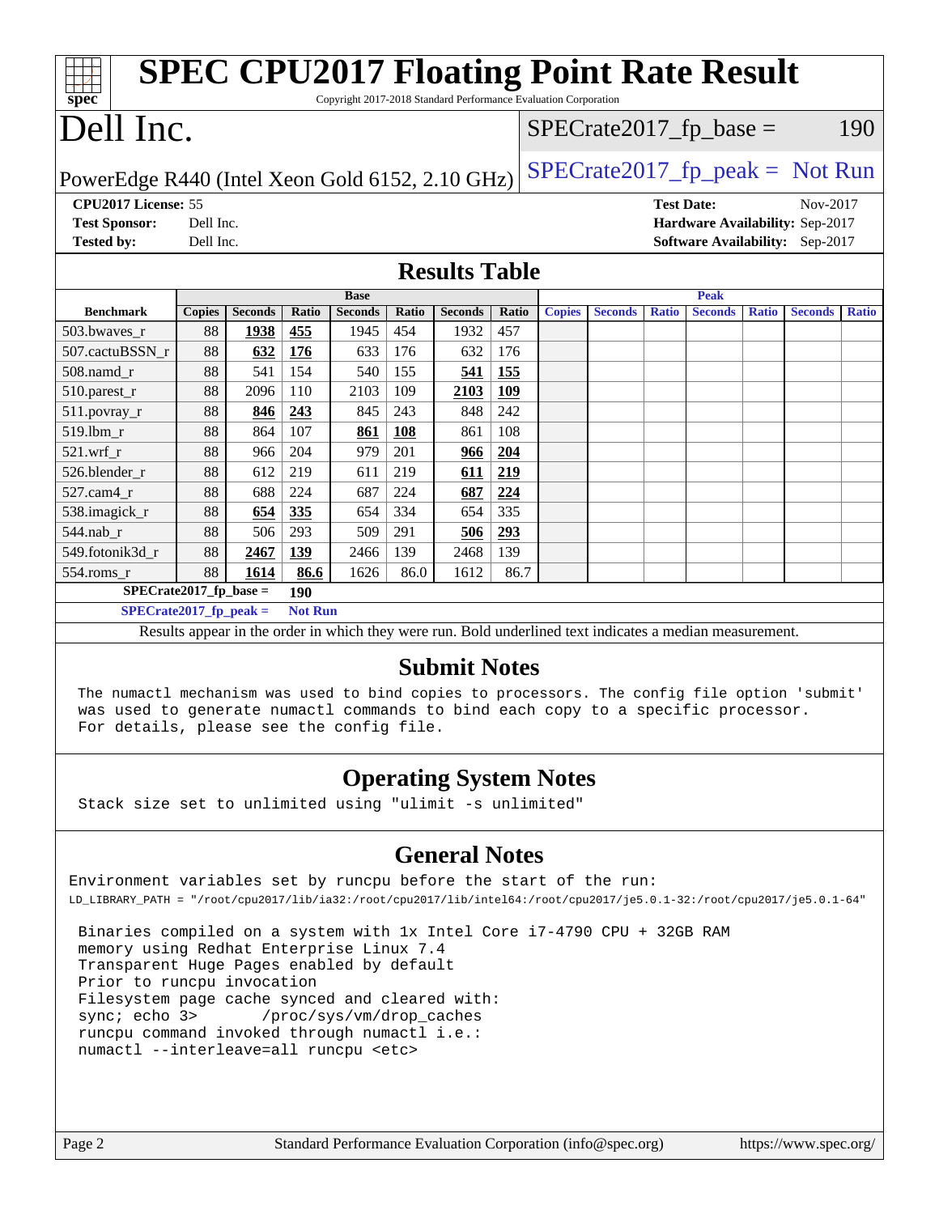# SPEC CPU2017 Floating Point Rate Result

Copyright 2017-2018 Standard Performance Evaluation Corporation

# Dell Inc.

PowerEdge R440 (Intel Xeon Gold 6152, 2.10 GHz)

SPECrate2017_fp_base = 190

SPECrate2017_fp_peak = Not Run

**CPU2017 License:** 55
**Test Sponsor:** Dell Inc.
**Tested by:** Dell Inc.

**Test Date:** Nov-2017
**Hardware Availability:** Sep-2017
**Software Availability:** Sep-2017

## Results Table

| | Base | | | | | | | Peak | | | | | | |
|---|---|---|---|---|---|---|---|---|---|---|---|---|---|---|
| **Benchmark** | **Copies** | **Seconds** | **Ratio** | **Seconds** | **Ratio** | **Seconds** | **Ratio** | **Copies** | **Seconds** | **Ratio** | **Seconds** | **Ratio** | **Seconds** | **Ratio** |
| 503.bwaves_r | 88 | **1938** | **455** | 1945 | 454 | 1932 | 457 | | | | | | | |
| 507.cactuBSSN_r | 88 | **632** | **176** | 633 | 176 | 632 | 176 | | | | | | | |
| 508.namd_r | 88 | 541 | 154 | 540 | 155 | **541** | **155** | | | | | | | |
| 510.parest_r | 88 | 2096 | 110 | 2103 | 109 | **2103** | **109** | | | | | | | |
| 511.povray_r | 88 | **846** | **243** | 845 | 243 | 848 | 242 | | | | | | | |
| 519.lbm_r | 88 | 864 | 107 | **861** | **108** | 861 | 108 | | | | | | | |
| 521.wrf_r | 88 | 966 | 204 | 979 | 201 | **966** | **204** | | | | | | | |
| 526.blender_r | 88 | 612 | 219 | 611 | 219 | **611** | **219** | | | | | | | |
| 527.cam4_r | 88 | 688 | 224 | 687 | 224 | **687** | **224** | | | | | | | |
| 538.imagick_r | 88 | **654** | **335** | 654 | 334 | 654 | 335 | | | | | | | |
| 544.nab_r | 88 | 506 | 293 | 509 | 291 | **506** | **293** | | | | | | | |
| 549.fotonik3d_r | 88 | **2467** | **139** | 2466 | 139 | 2468 | 139 | | | | | | | |
| 554.roms_r | 88 | **1614** | **86.6** | 1626 | 86.0 | 1612 | 86.7 | | | | | | | |

**SPECrate2017_fp_base = 190**

**SPECrate2017_fp_peak = Not Run**

Results appear in the order in which they were run. Bold underlined text indicates a median measurement.

## Submit Notes

The numactl mechanism was used to bind copies to processors. The config file option 'submit' was used to generate numactl commands to bind each copy to a specific processor. For details, please see the config file.

## Operating System Notes

Stack size set to unlimited using "ulimit -s unlimited"

## General Notes

Environment variables set by runcpu before the start of the run:
LD_LIBRARY_PATH = "/root/cpu2017/lib/ia32:/root/cpu2017/lib/intel64:/root/cpu2017/je5.0.1-32:/root/cpu2017/je5.0.1-64"

Binaries compiled on a system with 1x Intel Core i7-4790 CPU + 32GB RAM memory using Redhat Enterprise Linux 7.4
Transparent Huge Pages enabled by default
Prior to runcpu invocation
Filesystem page cache synced and cleared with:
sync; echo 3> /proc/sys/vm/drop_caches
runcpu command invoked through numactl i.e.:
numactl --interleave=all runcpu <etc>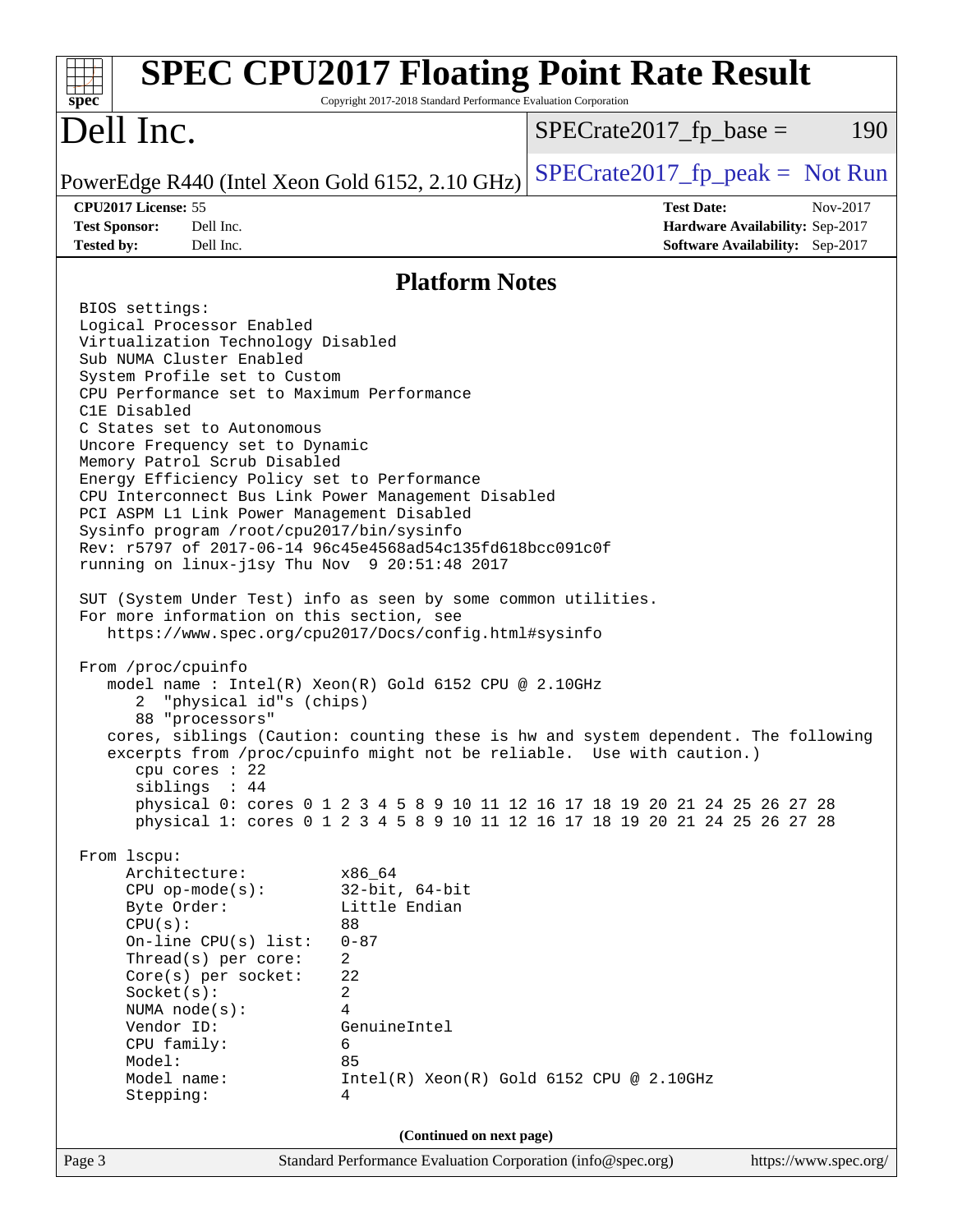# SPEC CPU2017 Floating Point Rate Result

Copyright 2017-2018 Standard Performance Evaluation Corporation

## Dell Inc.

PowerEdge R440 (Intel Xeon Gold 6152, 2.10 GHz)

SPECrate2017_fp_base = 190

SPECrate2017_fp_peak = Not Run

| | | | |
|---|---|---|---|
| **CPU2017 License:** | 55 | **Test Date:** | Nov-2017 |
| **Test Sponsor:** | Dell Inc. | **Hardware Availability:** | Sep-2017 |
| **Tested by:** | Dell Inc. | **Software Availability:** | Sep-2017 |

### Platform Notes

```
BIOS settings:
Logical Processor Enabled
Virtualization Technology Disabled
Sub NUMA Cluster Enabled
System Profile set to Custom
CPU Performance set to Maximum Performance
C1E Disabled
C States set to Autonomous
Uncore Frequency set to Dynamic
Memory Patrol Scrub Disabled
Energy Efficiency Policy set to Performance
CPU Interconnect Bus Link Power Management Disabled
PCI ASPM L1 Link Power Management Disabled
Sysinfo program /root/cpu2017/bin/sysinfo
Rev: r5797 of 2017-06-14 96c45e4568ad54c135fd618bcc091c0f
running on linux-j1sy Thu Nov  9 20:51:48 2017

SUT (System Under Test) info as seen by some common utilities.
For more information on this section, see
   https://www.spec.org/cpu2017/Docs/config.html#sysinfo

From /proc/cpuinfo
   model name : Intel(R) Xeon(R) Gold 6152 CPU @ 2.10GHz
      2  "physical id"s (chips)
      88 "processors"
   cores, siblings (Caution: counting these is hw and system dependent. The following
   excerpts from /proc/cpuinfo might not be reliable.  Use with caution.)
      cpu cores : 22
      siblings  : 44
      physical 0: cores 0 1 2 3 4 5 8 9 10 11 12 16 17 18 19 20 21 24 25 26 27 28
      physical 1: cores 0 1 2 3 4 5 8 9 10 11 12 16 17 18 19 20 21 24 25 26 27 28

From lscpu:
     Architecture:          x86_64
     CPU op-mode(s):        32-bit, 64-bit
     Byte Order:            Little Endian
     CPU(s):                88
     On-line CPU(s) list:   0-87
     Thread(s) per core:    2
     Core(s) per socket:    22
     Socket(s):             2
     NUMA node(s):          4
     Vendor ID:             GenuineIntel
     CPU family:            6
     Model:                 85
     Model name:            Intel(R) Xeon(R) Gold 6152 CPU @ 2.10GHz
     Stepping:              4
```

(Continued on next page)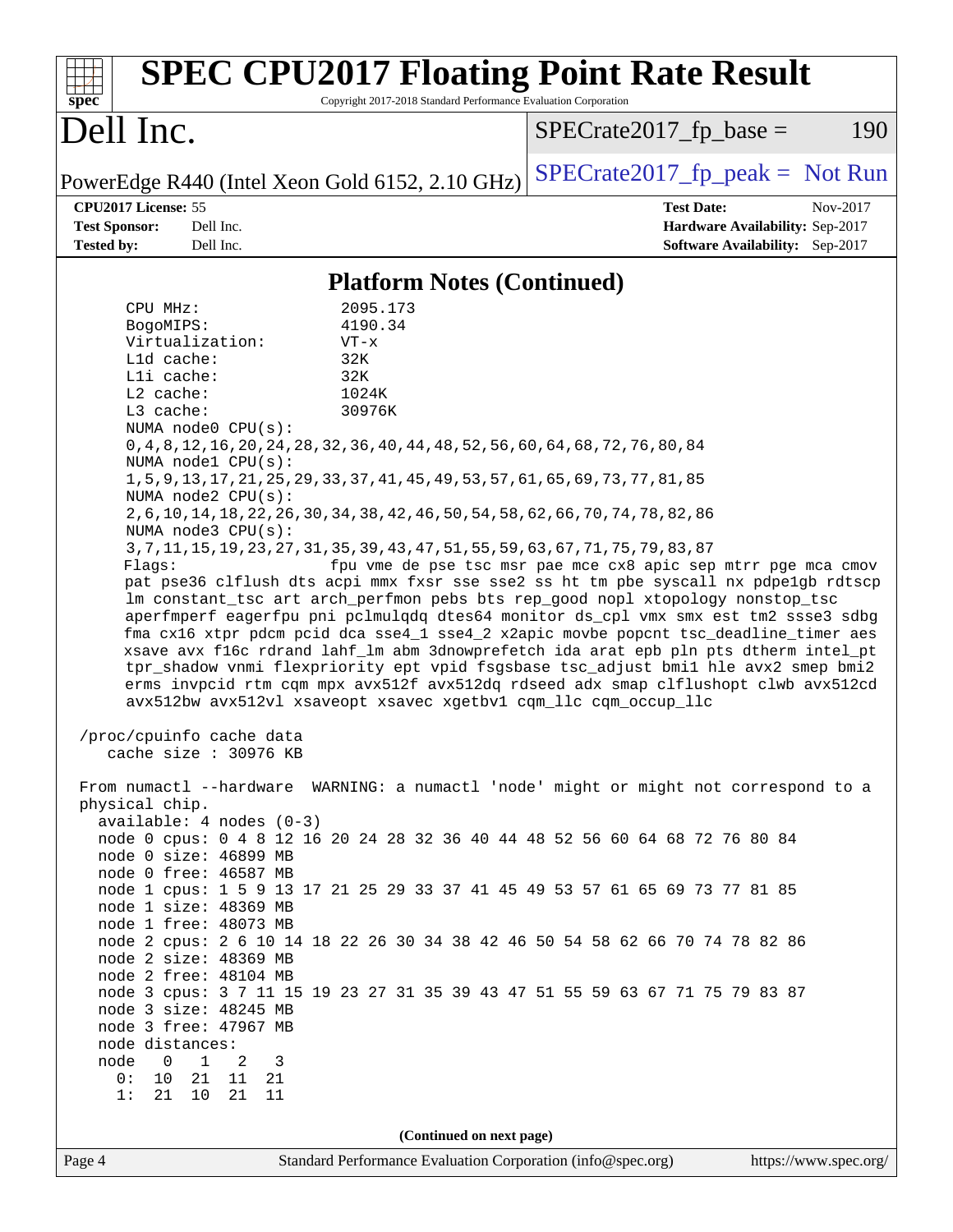## Platform Notes (Continued)

```
     CPU MHz:                  2095.173
     BogoMIPS:                 4190.34
     Virtualization:           VT-x
     L1d cache:                32K
     L1i cache:                32K
     L2 cache:                 1024K
     L3 cache:                 30976K
     NUMA node0 CPU(s):
     0,4,8,12,16,20,24,28,32,36,40,44,48,52,56,60,64,68,72,76,80,84
     NUMA node1 CPU(s):
     1,5,9,13,17,21,25,29,33,37,41,45,49,53,57,61,65,69,73,77,81,85
     NUMA node2 CPU(s):
     2,6,10,14,18,22,26,30,34,38,42,46,50,54,58,62,66,70,74,78,82,86
     NUMA node3 CPU(s):
     3,7,11,15,19,23,27,31,35,39,43,47,51,55,59,63,67,71,75,79,83,87
     Flags:                   fpu vme de pse tsc msr pae mce cx8 apic sep mtrr pge mca cmov
     pat pse36 clflush dts acpi mmx fxsr sse sse2 ss ht tm pbe syscall nx pdpe1gb rdtscp
     lm constant_tsc art arch_perfmon pebs bts rep_good nopl xtopology nonstop_tsc
     aperfmperf eagerfpu pni pclmulqdq dtes64 monitor ds_cpl vmx smx est tm2 ssse3 sdbg
     fma cx16 xtpr pdcm pcid dca sse4_1 sse4_2 x2apic movbe popcnt tsc_deadline_timer aes
     xsave avx f16c rdrand lahf_lm abm 3dnowprefetch ida arat epb pln pts dtherm intel_pt
     tpr_shadow vnmi flexpriority ept vpid fsgsbase tsc_adjust bmi1 hle avx2 smep bmi2
     erms invpcid rtm cqm mpx avx512f avx512dq rdseed adx smap clflushopt clwb avx512cd
     avx512bw avx512vl xsaveopt xsavec xgetbv1 cqm_llc cqm_occup_llc

 /proc/cpuinfo cache data
    cache size : 30976 KB

 From numactl --hardware  WARNING: a numactl 'node' might or might not correspond to a
 physical chip.
   available: 4 nodes (0-3)
   node 0 cpus: 0 4 8 12 16 20 24 28 32 36 40 44 48 52 56 60 64 68 72 76 80 84
   node 0 size: 46899 MB
   node 0 free: 46587 MB
   node 1 cpus: 1 5 9 13 17 21 25 29 33 37 41 45 49 53 57 61 65 69 73 77 81 85
   node 1 size: 48369 MB
   node 1 free: 48073 MB
   node 2 cpus: 2 6 10 14 18 22 26 30 34 38 42 46 50 54 58 62 66 70 74 78 82 86
   node 2 size: 48369 MB
   node 2 free: 48104 MB
   node 3 cpus: 3 7 11 15 19 23 27 31 35 39 43 47 51 55 59 63 67 71 75 79 83 87
   node 3 size: 48245 MB
   node 3 free: 47967 MB
   node distances:
   node   0   1   2   3
     0:  10  21  11  21
     1:  21  10  21  11
```

(Continued on next page)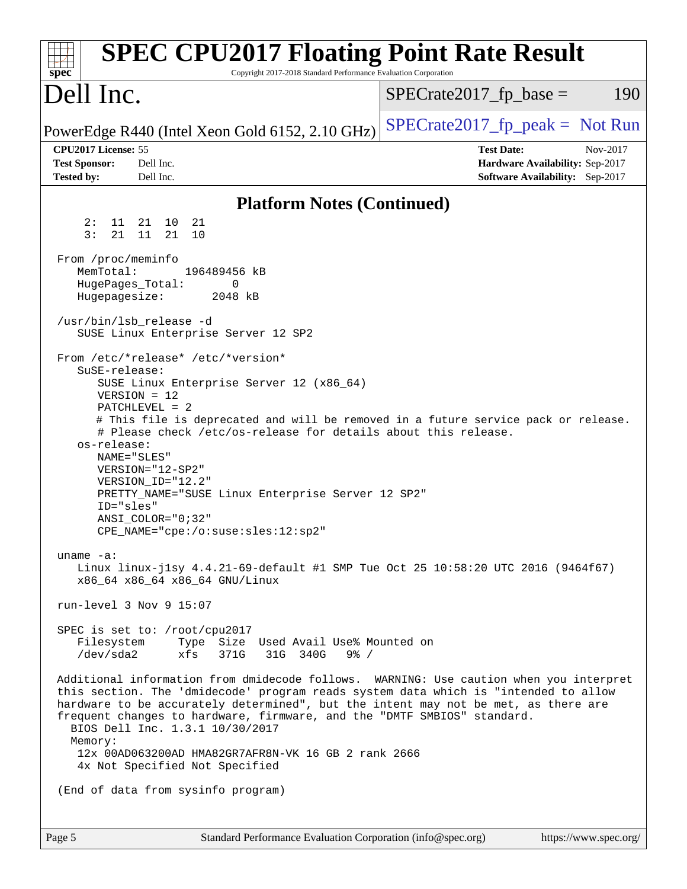## Platform Notes (Continued)

```
     2:  11  21  10  21
     3:  21  11  21  10

 From /proc/meminfo
    MemTotal:       196489456 kB
    HugePages_Total:       0
    Hugepagesize:       2048 kB

 /usr/bin/lsb_release -d
    SUSE Linux Enterprise Server 12 SP2

 From /etc/*release* /etc/*version*
    SuSE-release:
       SUSE Linux Enterprise Server 12 (x86_64)
       VERSION = 12
       PATCHLEVEL = 2
       # This file is deprecated and will be removed in a future service pack or release.
       # Please check /etc/os-release for details about this release.
    os-release:
       NAME="SLES"
       VERSION="12-SP2"
       VERSION_ID="12.2"
       PRETTY_NAME="SUSE Linux Enterprise Server 12 SP2"
       ID="sles"
       ANSI_COLOR="0;32"
       CPE_NAME="cpe:/o:suse:sles:12:sp2"

 uname -a:
    Linux linux-j1sy 4.4.21-69-default #1 SMP Tue Oct 25 10:58:20 UTC 2016 (9464f67)
    x86_64 x86_64 x86_64 GNU/Linux

 run-level 3 Nov 9 15:07

 SPEC is set to: /root/cpu2017
    Filesystem     Type  Size  Used Avail Use% Mounted on
    /dev/sda2      xfs   371G   31G  340G   9% /

 Additional information from dmidecode follows.  WARNING: Use caution when you interpret
 this section. The 'dmidecode' program reads system data which is "intended to allow
 hardware to be accurately determined", but the intent may not be met, as there are
 frequent changes to hardware, firmware, and the "DMTF SMBIOS" standard.
   BIOS Dell Inc. 1.3.1 10/30/2017
   Memory:
    12x 00AD063200AD HMA82GR7AFR8N-VK 16 GB 2 rank 2666
    4x Not Specified Not Specified

 (End of data from sysinfo program)
```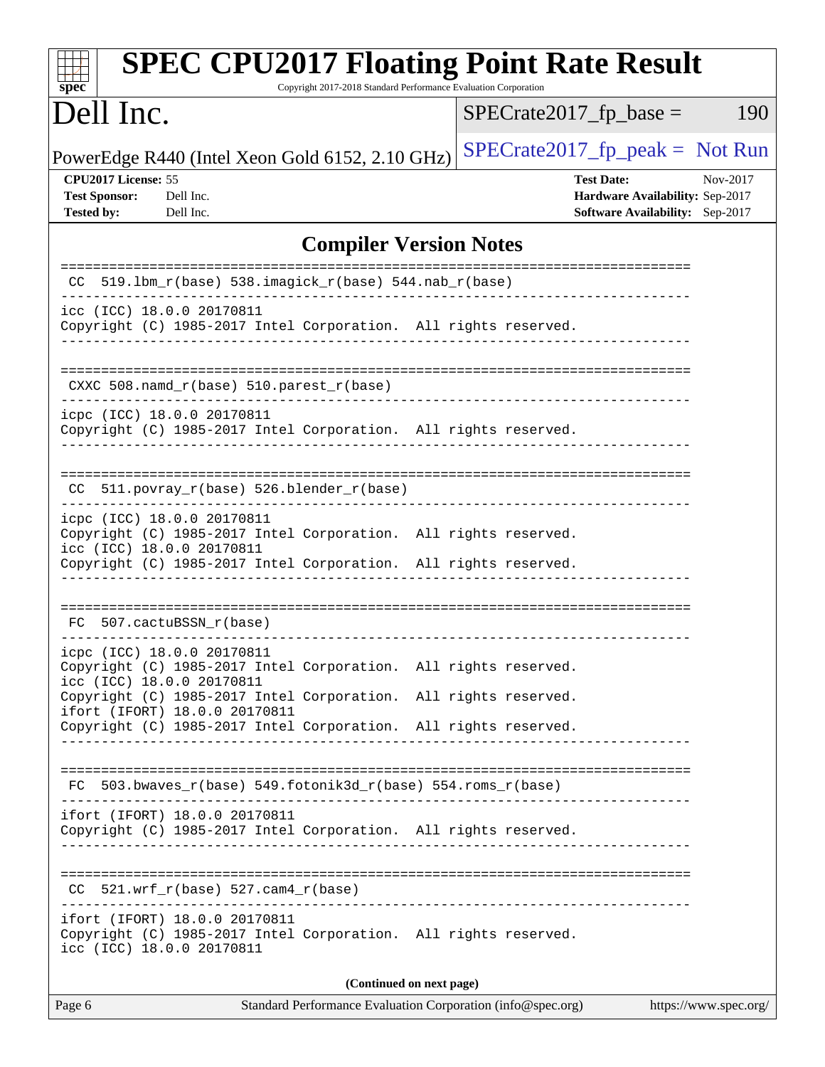## Compiler Version Notes

```
==============================================================================
 CC  519.lbm_r(base) 538.imagick_r(base) 544.nab_r(base)
------------------------------------------------------------------------------
icc (ICC) 18.0.0 20170811
Copyright (C) 1985-2017 Intel Corporation.  All rights reserved.
------------------------------------------------------------------------------

==============================================================================
 CXXC 508.namd_r(base) 510.parest_r(base)
------------------------------------------------------------------------------
icpc (ICC) 18.0.0 20170811
Copyright (C) 1985-2017 Intel Corporation.  All rights reserved.
------------------------------------------------------------------------------

==============================================================================
 CC  511.povray_r(base) 526.blender_r(base)
------------------------------------------------------------------------------
icpc (ICC) 18.0.0 20170811
Copyright (C) 1985-2017 Intel Corporation.  All rights reserved.
icc (ICC) 18.0.0 20170811
Copyright (C) 1985-2017 Intel Corporation.  All rights reserved.
------------------------------------------------------------------------------

==============================================================================
 FC  507.cactuBSSN_r(base)
------------------------------------------------------------------------------
icpc (ICC) 18.0.0 20170811
Copyright (C) 1985-2017 Intel Corporation.  All rights reserved.
icc (ICC) 18.0.0 20170811
Copyright (C) 1985-2017 Intel Corporation.  All rights reserved.
ifort (IFORT) 18.0.0 20170811
Copyright (C) 1985-2017 Intel Corporation.  All rights reserved.
------------------------------------------------------------------------------

==============================================================================
 FC  503.bwaves_r(base) 549.fotonik3d_r(base) 554.roms_r(base)
------------------------------------------------------------------------------
ifort (IFORT) 18.0.0 20170811
Copyright (C) 1985-2017 Intel Corporation.  All rights reserved.
------------------------------------------------------------------------------

==============================================================================
 CC  521.wrf_r(base) 527.cam4_r(base)
------------------------------------------------------------------------------
ifort (IFORT) 18.0.0 20170811
Copyright (C) 1985-2017 Intel Corporation.  All rights reserved.
icc (ICC) 18.0.0 20170811
```

**(Continued on next page)**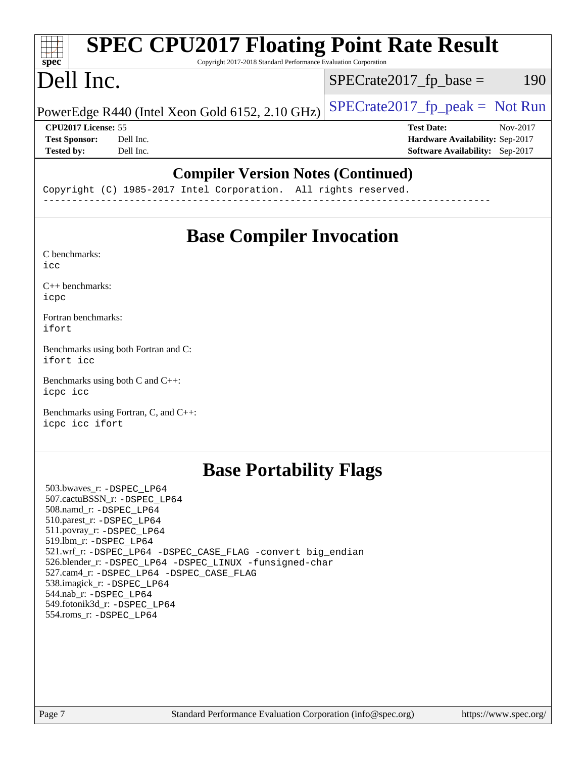## Compiler Version Notes (Continued)

```
Copyright (C) 1985-2017 Intel Corporation.  All rights reserved.
------------------------------------------------------------------------------
```

## Base Compiler Invocation

C benchmarks:
icc

C++ benchmarks:
icpc

Fortran benchmarks:
ifort

Benchmarks using both Fortran and C:
ifort icc

Benchmarks using both C and C++:
icpc icc

Benchmarks using Fortran, C, and C++:
icpc icc ifort

## Base Portability Flags

503.bwaves_r: -DSPEC_LP64
507.cactuBSSN_r: -DSPEC_LP64
508.namd_r: -DSPEC_LP64
510.parest_r: -DSPEC_LP64
511.povray_r: -DSPEC_LP64
519.lbm_r: -DSPEC_LP64
521.wrf_r: -DSPEC_LP64 -DSPEC_CASE_FLAG -convert big_endian
526.blender_r: -DSPEC_LP64 -DSPEC_LINUX -funsigned-char
527.cam4_r: -DSPEC_LP64 -DSPEC_CASE_FLAG
538.imagick_r: -DSPEC_LP64
544.nab_r: -DSPEC_LP64
549.fotonik3d_r: -DSPEC_LP64
554.roms_r: -DSPEC_LP64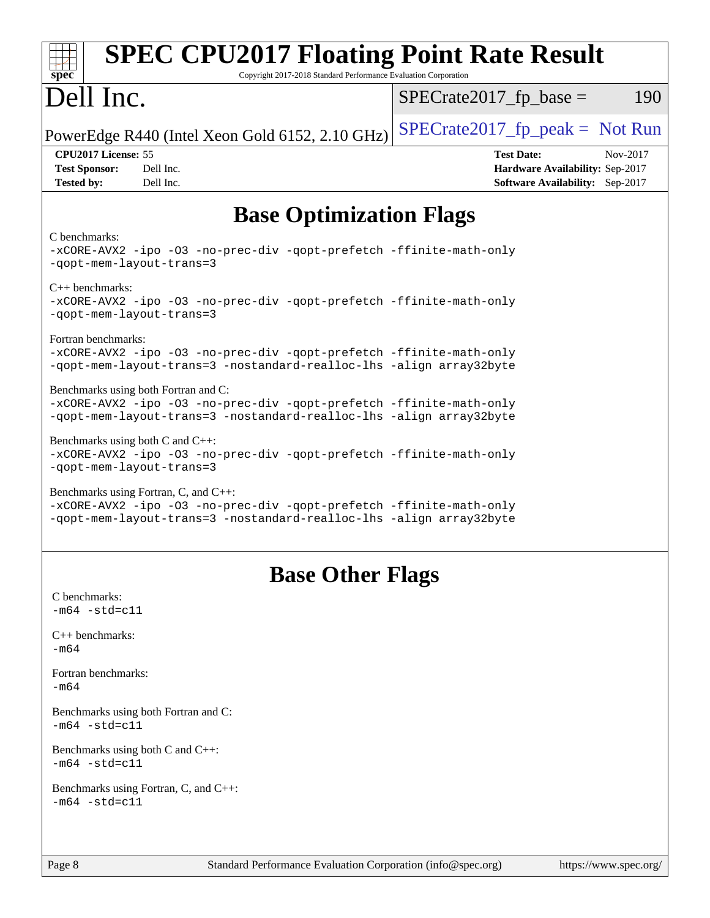# SPEC CPU2017 Floating Point Rate Result

Copyright 2017-2018 Standard Performance Evaluation Corporation

# Dell Inc.

PowerEdge R440 (Intel Xeon Gold 6152, 2.10 GHz)

SPECrate2017_fp_base = 190

SPECrate2017_fp_peak = Not Run

**CPU2017 License:** 55
**Test Sponsor:** Dell Inc.
**Tested by:** Dell Inc.

**Test Date:** Nov-2017
**Hardware Availability:** Sep-2017
**Software Availability:** Sep-2017

## Base Optimization Flags

C benchmarks:
```
-xCORE-AVX2 -ipo -O3 -no-prec-div -qopt-prefetch -ffinite-math-only
-qopt-mem-layout-trans=3
```

C++ benchmarks:
```
-xCORE-AVX2 -ipo -O3 -no-prec-div -qopt-prefetch -ffinite-math-only
-qopt-mem-layout-trans=3
```

Fortran benchmarks:
```
-xCORE-AVX2 -ipo -O3 -no-prec-div -qopt-prefetch -ffinite-math-only
-qopt-mem-layout-trans=3 -nostandard-realloc-lhs -align array32byte
```

Benchmarks using both Fortran and C:
```
-xCORE-AVX2 -ipo -O3 -no-prec-div -qopt-prefetch -ffinite-math-only
-qopt-mem-layout-trans=3 -nostandard-realloc-lhs -align array32byte
```

Benchmarks using both C and C++:
```
-xCORE-AVX2 -ipo -O3 -no-prec-div -qopt-prefetch -ffinite-math-only
-qopt-mem-layout-trans=3
```

Benchmarks using Fortran, C, and C++:
```
-xCORE-AVX2 -ipo -O3 -no-prec-div -qopt-prefetch -ffinite-math-only
-qopt-mem-layout-trans=3 -nostandard-realloc-lhs -align array32byte
```

## Base Other Flags

C benchmarks:
```
-m64 -std=c11
```

C++ benchmarks:
```
-m64
```

Fortran benchmarks:
```
-m64
```

Benchmarks using both Fortran and C:
```
-m64 -std=c11
```

Benchmarks using both C and C++:
```
-m64 -std=c11
```

Benchmarks using Fortran, C, and C++:
```
-m64 -std=c11
```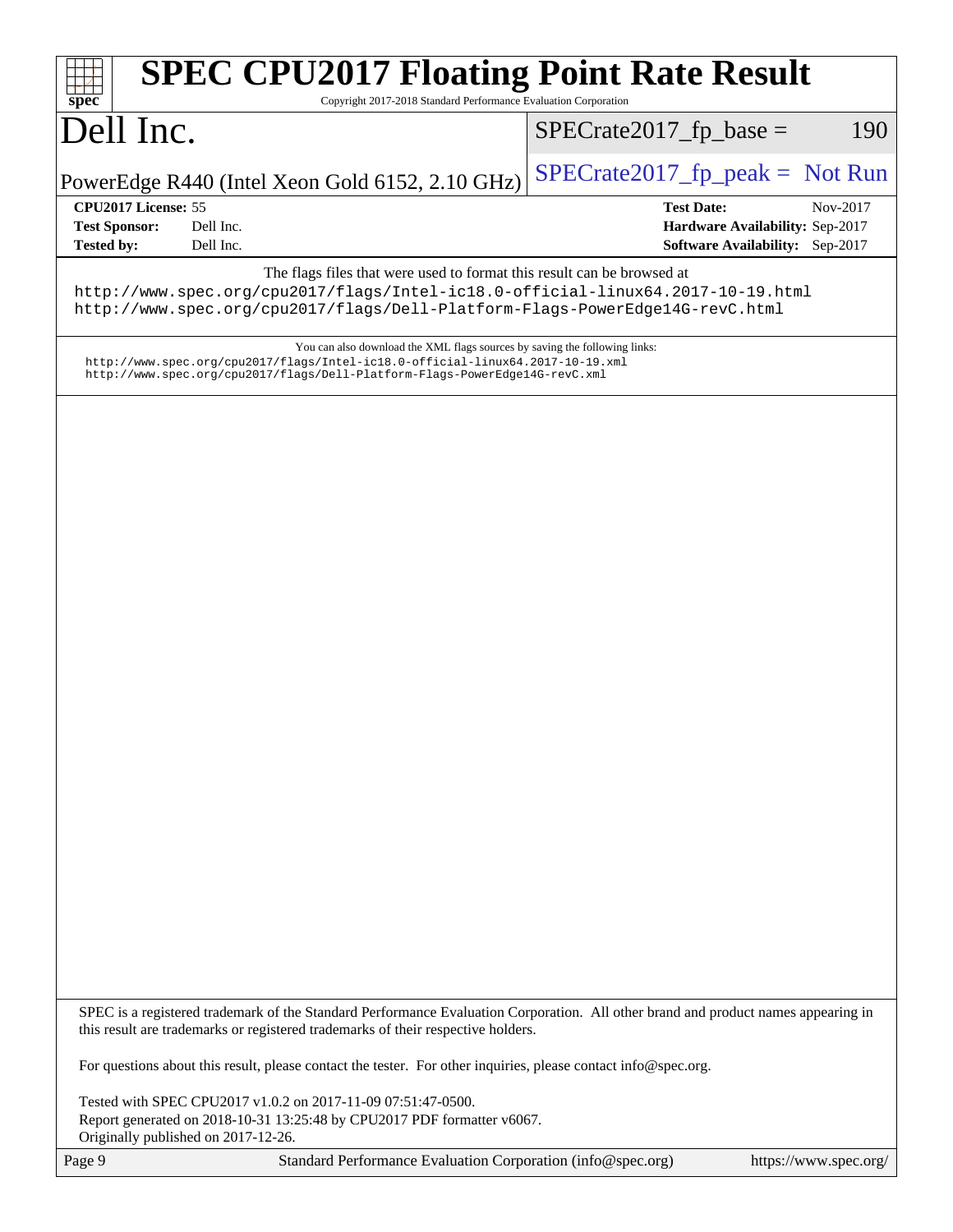# SPEC CPU2017 Floating Point Rate Result

Copyright 2017-2018 Standard Performance Evaluation Corporation

# Dell Inc.

PowerEdge R440 (Intel Xeon Gold 6152, 2.10 GHz)

SPECrate2017_fp_base = 190

SPECrate2017_fp_peak = Not Run

**CPU2017 License:** 55
**Test Sponsor:** Dell Inc.
**Tested by:** Dell Inc.

**Test Date:** Nov-2017
**Hardware Availability:** Sep-2017
**Software Availability:** Sep-2017

The flags files that were used to format this result can be browsed at

http://www.spec.org/cpu2017/flags/Intel-ic18.0-official-linux64.2017-10-19.html
http://www.spec.org/cpu2017/flags/Dell-Platform-Flags-PowerEdge14G-revC.html

You can also download the XML flags sources by saving the following links:

http://www.spec.org/cpu2017/flags/Intel-ic18.0-official-linux64.2017-10-19.xml
http://www.spec.org/cpu2017/flags/Dell-Platform-Flags-PowerEdge14G-revC.xml

SPEC is a registered trademark of the Standard Performance Evaluation Corporation. All other brand and product names appearing in this result are trademarks or registered trademarks of their respective holders.

For questions about this result, please contact the tester. For other inquiries, please contact info@spec.org.

Tested with SPEC CPU2017 v1.0.2 on 2017-11-09 07:51:47-0500.
Report generated on 2018-10-31 13:25:48 by CPU2017 PDF formatter v6067.
Originally published on 2017-12-26.